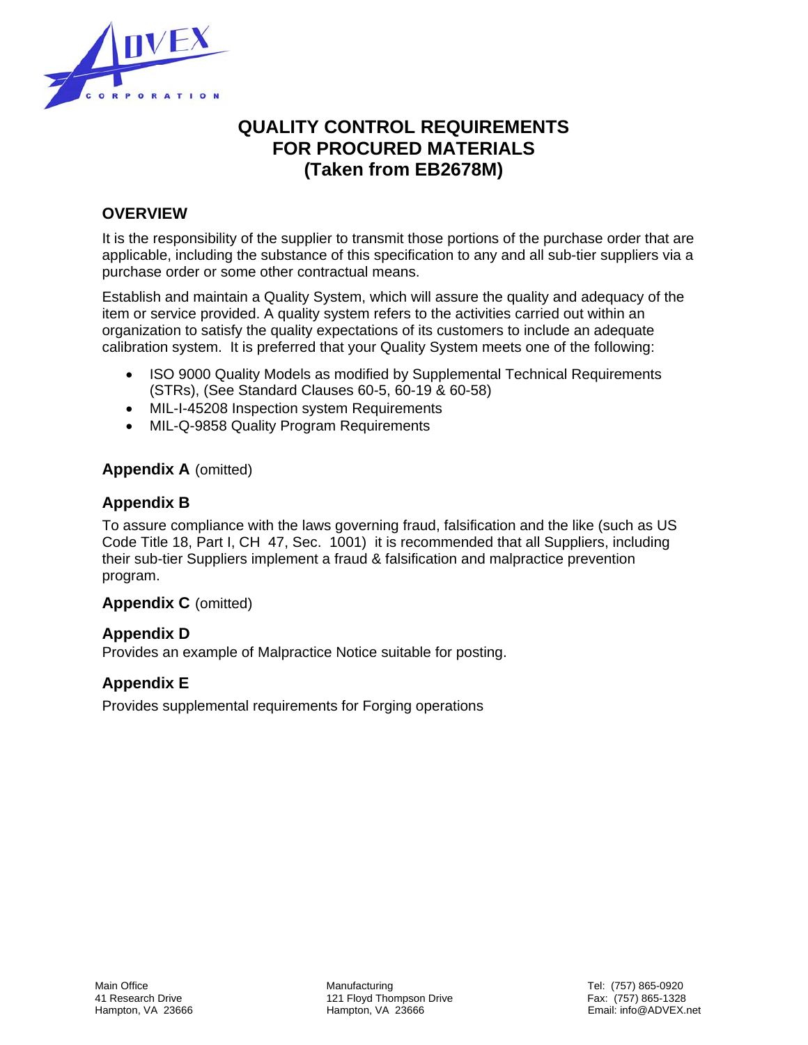# QUALITY CONTROL REQUIREMENTS FOR PROCURED MATERIALS (Taken from EB2678M)

## OVERVIEW

It is the responsibility of the supplier to transmit those portions of the purchase order that are applicable, including the substance of this specification to any and all sub-tier suppliers via a purchase order or some other contractual means.

Establish and maintain a Quality System, which will assure the quality and adequacy of the item or service provided. A quality system refers to the activities carried out within an organization to satisfy the quality expectations of its customers to include an adequate calibration system. It is preferred that your Quality System meets one of the following:

- ISO 9000 Quality Models as modified by Supplemental Technical Requirements (STRs), (See Standard Clauses 60-5, 60-19 & 60-58)
- MIL-I-45208 Inspection system Requirements
- MIL-Q-9858 Quality Program Requirements

**Appendix A** (omitted)

**Appendix B**

To assure compliance with the laws governing fraud, falsification and the like (such as US Code Title 18, Part I, CH 47, Sec. 1001) it is recommended that all Suppliers, including their sub-tier Suppliers implement a fraud & falsification and malpractice prevention program.

**Appendix C** (omitted)

**Appendix D**

Provides an example of Malpractice Notice suitable for posting.

**Appendix E**

Provides supplemental requirements for Forging operations

Main Office
41 Research Drive
Hampton, VA 23666

Manufacturing
121 Floyd Thompson Drive
Hampton, VA 23666

Tel: (757) 865-0920
Fax: (757) 865-1328
Email: info@ADVEX.net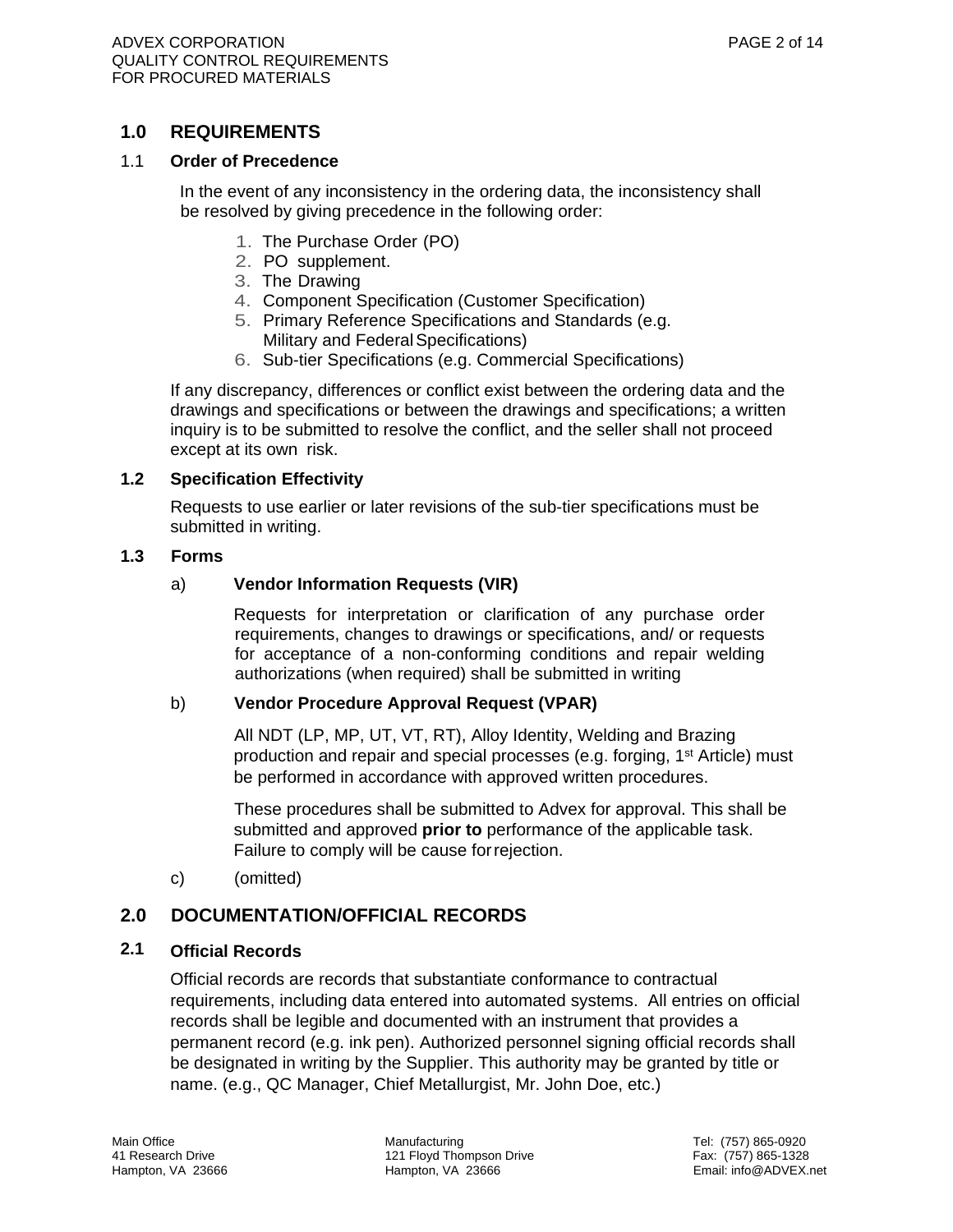## 1.0 REQUIREMENTS

### 1.1 Order of Precedence

In the event of any inconsistency in the ordering data, the inconsistency shall be resolved by giving precedence in the following order:

1. The Purchase Order (PO)
2. PO supplement.
3. The Drawing
4. Component Specification (Customer Specification)
5. Primary Reference Specifications and Standards (e.g. Military and Federal Specifications)
6. Sub-tier Specifications (e.g. Commercial Specifications)

If any discrepancy, differences or conflict exist between the ordering data and the drawings and specifications or between the drawings and specifications; a written inquiry is to be submitted to resolve the conflict, and the seller shall not proceed except at its own risk.

### 1.2 Specification Effectivity

Requests to use earlier or later revisions of the sub-tier specifications must be submitted in writing.

### 1.3 Forms

a) **Vendor Information Requests (VIR)**

Requests for interpretation or clarification of any purchase order requirements, changes to drawings or specifications, and/ or requests for acceptance of a non-conforming conditions and repair welding authorizations (when required) shall be submitted in writing

b) **Vendor Procedure Approval Request (VPAR)**

All NDT (LP, MP, UT, VT, RT), Alloy Identity, Welding and Brazing production and repair and special processes (e.g. forging, 1st Article) must be performed in accordance with approved written procedures.

These procedures shall be submitted to Advex for approval. This shall be submitted and approved **prior to** performance of the applicable task. Failure to comply will be cause for rejection.

c) (omitted)

## 2.0 DOCUMENTATION/OFFICIAL RECORDS

### 2.1 Official Records

Official records are records that substantiate conformance to contractual requirements, including data entered into automated systems. All entries on official records shall be legible and documented with an instrument that provides a permanent record (e.g. ink pen). Authorized personnel signing official records shall be designated in writing by the Supplier. This authority may be granted by title or name. (e.g., QC Manager, Chief Metallurgist, Mr. John Doe, etc.)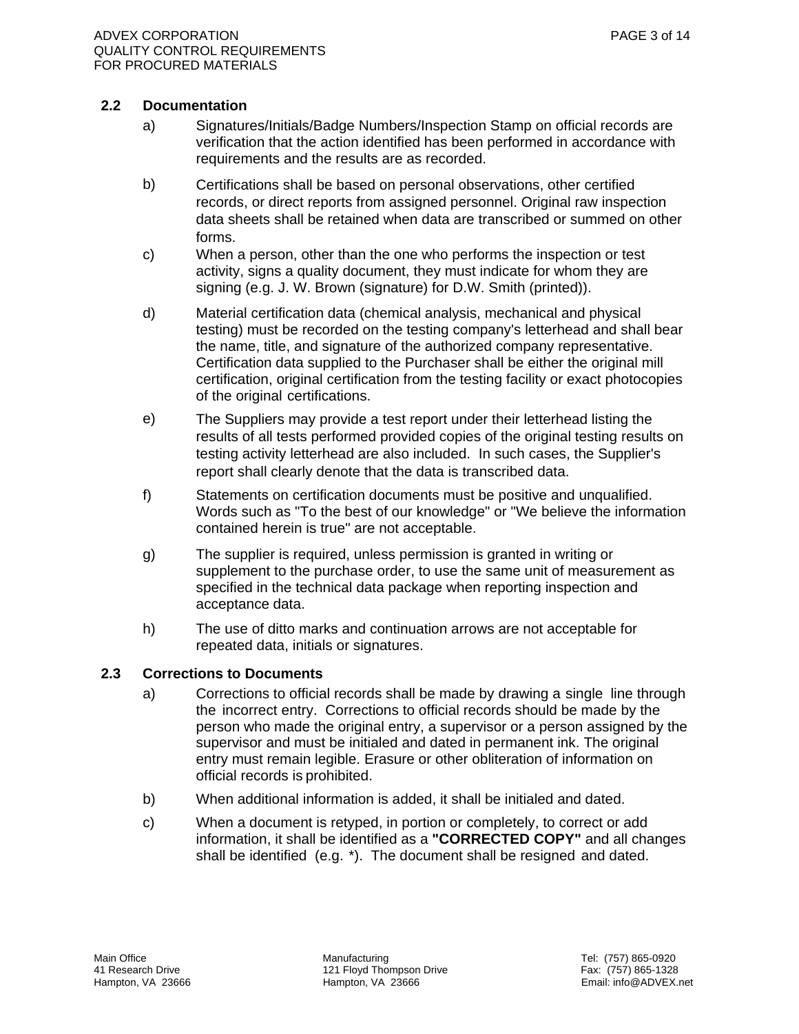### 2.2 Documentation

a) Signatures/Initials/Badge Numbers/Inspection Stamp on official records are verification that the action identified has been performed in accordance with requirements and the results are as recorded.

b) Certifications shall be based on personal observations, other certified records, or direct reports from assigned personnel. Original raw inspection data sheets shall be retained when data are transcribed or summed on other forms.

c) When a person, other than the one who performs the inspection or test activity, signs a quality document, they must indicate for whom they are signing (e.g. J. W. Brown (signature) for D.W. Smith (printed)).

d) Material certification data (chemical analysis, mechanical and physical testing) must be recorded on the testing company's letterhead and shall bear the name, title, and signature of the authorized company representative. Certification data supplied to the Purchaser shall be either the original mill certification, original certification from the testing facility or exact photocopies of the original certifications.

e) The Suppliers may provide a test report under their letterhead listing the results of all tests performed provided copies of the original testing results on testing activity letterhead are also included. In such cases, the Supplier's report shall clearly denote that the data is transcribed data.

f) Statements on certification documents must be positive and unqualified. Words such as "To the best of our knowledge" or "We believe the information contained herein is true" are not acceptable.

g) The supplier is required, unless permission is granted in writing or supplement to the purchase order, to use the same unit of measurement as specified in the technical data package when reporting inspection and acceptance data.

h) The use of ditto marks and continuation arrows are not acceptable for repeated data, initials or signatures.

### 2.3 Corrections to Documents

a) Corrections to official records shall be made by drawing a single line through the incorrect entry. Corrections to official records should be made by the person who made the original entry, a supervisor or a person assigned by the supervisor and must be initialed and dated in permanent ink. The original entry must remain legible. Erasure or other obliteration of information on official records is prohibited.

b) When additional information is added, it shall be initialed and dated.

c) When a document is retyped, in portion or completely, to correct or add information, it shall be identified as a **"CORRECTED COPY"** and all changes shall be identified (e.g. *). The document shall be resigned and dated.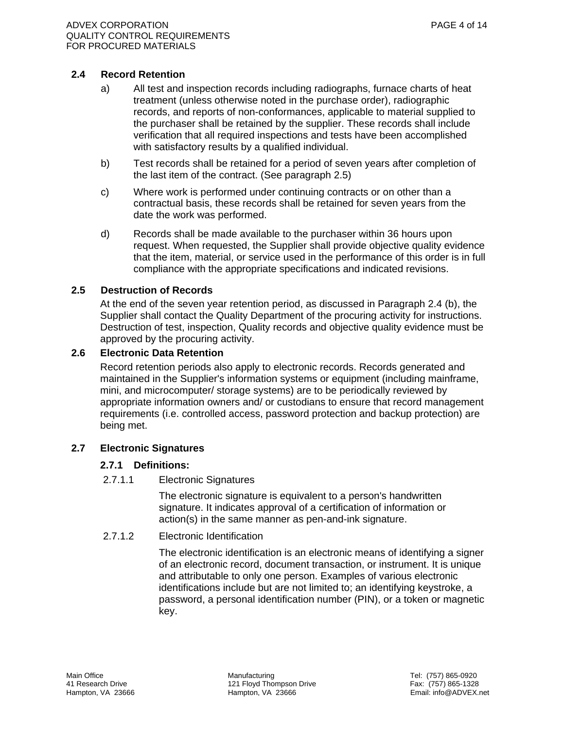## 2.4 Record Retention

a) All test and inspection records including radiographs, furnace charts of heat treatment (unless otherwise noted in the purchase order), radiographic records, and reports of non-conformances, applicable to material supplied to the purchaser shall be retained by the supplier. These records shall include verification that all required inspections and tests have been accomplished with satisfactory results by a qualified individual.

b) Test records shall be retained for a period of seven years after completion of the last item of the contract. (See paragraph 2.5)

c) Where work is performed under continuing contracts or on other than a contractual basis, these records shall be retained for seven years from the date the work was performed.

d) Records shall be made available to the purchaser within 36 hours upon request. When requested, the Supplier shall provide objective quality evidence that the item, material, or service used in the performance of this order is in full compliance with the appropriate specifications and indicated revisions.

## 2.5 Destruction of Records

At the end of the seven year retention period, as discussed in Paragraph 2.4 (b), the Supplier shall contact the Quality Department of the procuring activity for instructions. Destruction of test, inspection, Quality records and objective quality evidence must be approved by the procuring activity.

## 2.6 Electronic Data Retention

Record retention periods also apply to electronic records. Records generated and maintained in the Supplier's information systems or equipment (including mainframe, mini, and microcomputer/ storage systems) are to be periodically reviewed by appropriate information owners and/ or custodians to ensure that record management requirements (i.e. controlled access, password protection and backup protection) are being met.

## 2.7 Electronic Signatures

### 2.7.1 Definitions:

2.7.1.1 Electronic Signatures

The electronic signature is equivalent to a person's handwritten signature. It indicates approval of a certification of information or action(s) in the same manner as pen-and-ink signature.

2.7.1.2 Electronic Identification

The electronic identification is an electronic means of identifying a signer of an electronic record, document transaction, or instrument. It is unique and attributable to only one person. Examples of various electronic identifications include but are not limited to; an identifying keystroke, a password, a personal identification number (PIN), or a token or magnetic key.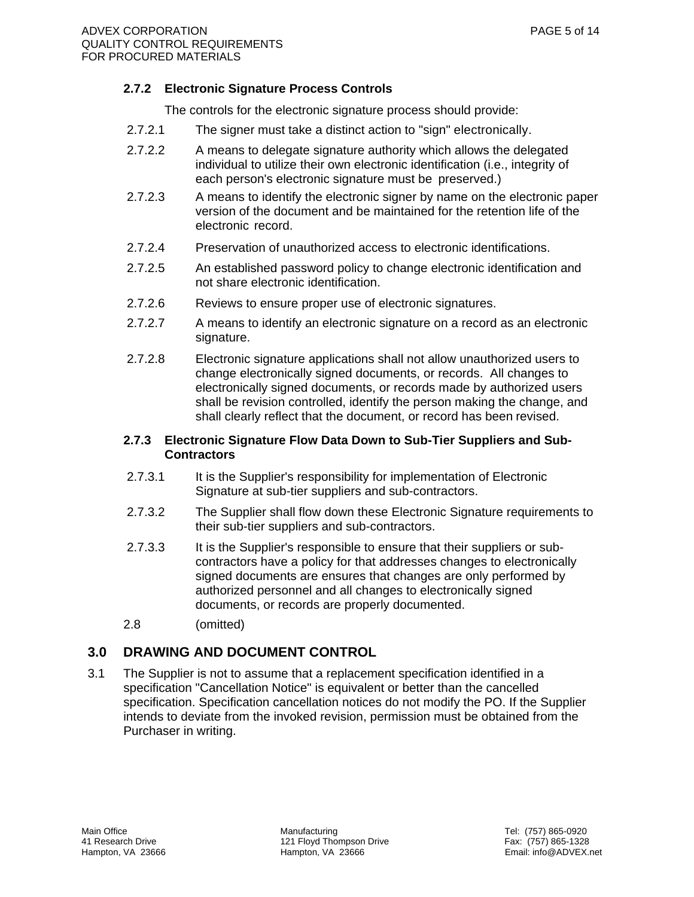### 2.7.2 Electronic Signature Process Controls

The controls for the electronic signature process should provide:

2.7.2.1 The signer must take a distinct action to "sign" electronically.

2.7.2.2 A means to delegate signature authority which allows the delegated individual to utilize their own electronic identification (i.e., integrity of each person's electronic signature must be preserved.)

2.7.2.3 A means to identify the electronic signer by name on the electronic paper version of the document and be maintained for the retention life of the electronic record.

2.7.2.4 Preservation of unauthorized access to electronic identifications.

2.7.2.5 An established password policy to change electronic identification and not share electronic identification.

2.7.2.6 Reviews to ensure proper use of electronic signatures.

2.7.2.7 A means to identify an electronic signature on a record as an electronic signature.

2.7.2.8 Electronic signature applications shall not allow unauthorized users to change electronically signed documents, or records. All changes to electronically signed documents, or records made by authorized users shall be revision controlled, identify the person making the change, and shall clearly reflect that the document, or record has been revised.

### 2.7.3 Electronic Signature Flow Data Down to Sub-Tier Suppliers and Sub-Contractors

2.7.3.1 It is the Supplier's responsibility for implementation of Electronic Signature at sub-tier suppliers and sub-contractors.

2.7.3.2 The Supplier shall flow down these Electronic Signature requirements to their sub-tier suppliers and sub-contractors.

2.7.3.3 It is the Supplier's responsible to ensure that their suppliers or sub-contractors have a policy for that addresses changes to electronically signed documents are ensures that changes are only performed by authorized personnel and all changes to electronically signed documents, or records are properly documented.

2.8 (omitted)

## 3.0 DRAWING AND DOCUMENT CONTROL

3.1 The Supplier is not to assume that a replacement specification identified in a specification "Cancellation Notice" is equivalent or better than the cancelled specification. Specification cancellation notices do not modify the PO. If the Supplier intends to deviate from the invoked revision, permission must be obtained from the Purchaser in writing.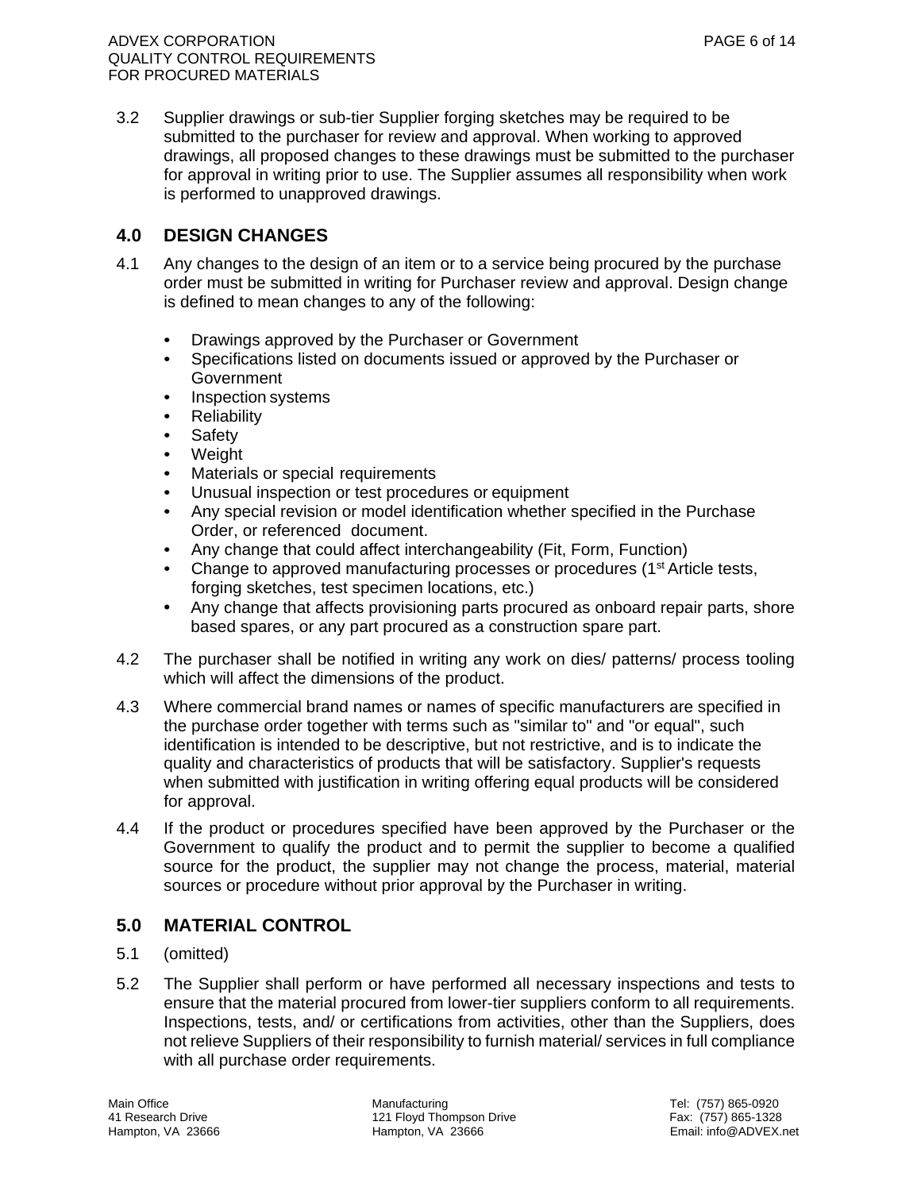3.2 Supplier drawings or sub-tier Supplier forging sketches may be required to be submitted to the purchaser for review and approval. When working to approved drawings, all proposed changes to these drawings must be submitted to the purchaser for approval in writing prior to use. The Supplier assumes all responsibility when work is performed to unapproved drawings.

## 4.0 DESIGN CHANGES

4.1 Any changes to the design of an item or to a service being procured by the purchase order must be submitted in writing for Purchaser review and approval. Design change is defined to mean changes to any of the following:

- Drawings approved by the Purchaser or Government
- Specifications listed on documents issued or approved by the Purchaser or Government
- Inspection systems
- Reliability
- Safety
- Weight
- Materials or special requirements
- Unusual inspection or test procedures or equipment
- Any special revision or model identification whether specified in the Purchase Order, or referenced document.
- Any change that could affect interchangeability (Fit, Form, Function)
- Change to approved manufacturing processes or procedures (1st Article tests, forging sketches, test specimen locations, etc.)
- Any change that affects provisioning parts procured as onboard repair parts, shore based spares, or any part procured as a construction spare part.

4.2 The purchaser shall be notified in writing any work on dies/ patterns/ process tooling which will affect the dimensions of the product.

4.3 Where commercial brand names or names of specific manufacturers are specified in the purchase order together with terms such as "similar to" and "or equal", such identification is intended to be descriptive, but not restrictive, and is to indicate the quality and characteristics of products that will be satisfactory. Supplier's requests when submitted with justification in writing offering equal products will be considered for approval.

4.4 If the product or procedures specified have been approved by the Purchaser or the Government to qualify the product and to permit the supplier to become a qualified source for the product, the supplier may not change the process, material, material sources or procedure without prior approval by the Purchaser in writing.

## 5.0 MATERIAL CONTROL

5.1 (omitted)

5.2 The Supplier shall perform or have performed all necessary inspections and tests to ensure that the material procured from lower-tier suppliers conform to all requirements. Inspections, tests, and/ or certifications from activities, other than the Suppliers, does not relieve Suppliers of their responsibility to furnish material/ services in full compliance with all purchase order requirements.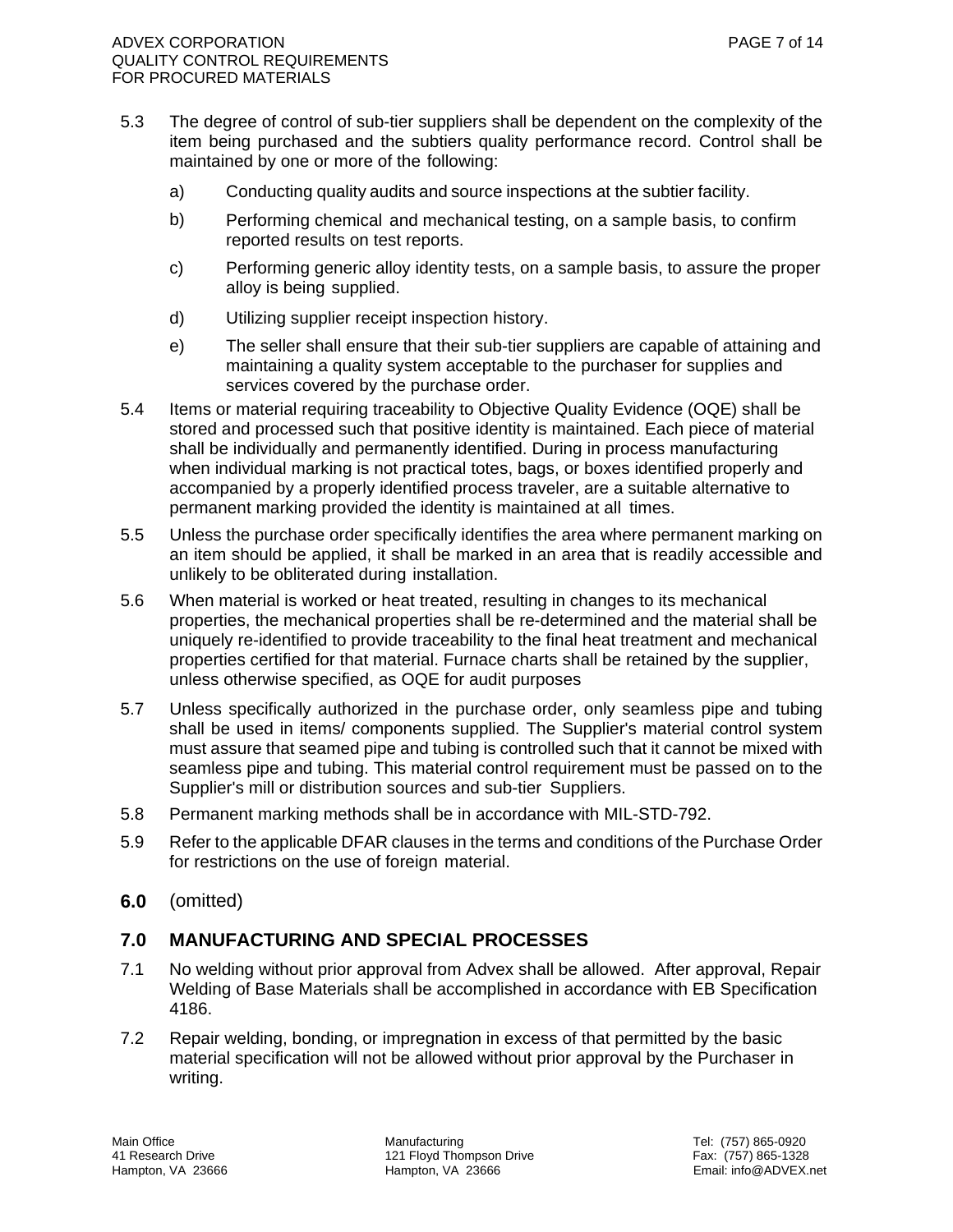5.3 The degree of control of sub-tier suppliers shall be dependent on the complexity of the item being purchased and the subtiers quality performance record. Control shall be maintained by one or more of the following:

a) Conducting quality audits and source inspections at the subtier facility.

b) Performing chemical and mechanical testing, on a sample basis, to confirm reported results on test reports.

c) Performing generic alloy identity tests, on a sample basis, to assure the proper alloy is being supplied.

d) Utilizing supplier receipt inspection history.

e) The seller shall ensure that their sub-tier suppliers are capable of attaining and maintaining a quality system acceptable to the purchaser for supplies and services covered by the purchase order.

5.4 Items or material requiring traceability to Objective Quality Evidence (OQE) shall be stored and processed such that positive identity is maintained. Each piece of material shall be individually and permanently identified. During in process manufacturing when individual marking is not practical totes, bags, or boxes identified properly and accompanied by a properly identified process traveler, are a suitable alternative to permanent marking provided the identity is maintained at all times.

5.5 Unless the purchase order specifically identifies the area where permanent marking on an item should be applied, it shall be marked in an area that is readily accessible and unlikely to be obliterated during installation.

5.6 When material is worked or heat treated, resulting in changes to its mechanical properties, the mechanical properties shall be re-determined and the material shall be uniquely re-identified to provide traceability to the final heat treatment and mechanical properties certified for that material. Furnace charts shall be retained by the supplier, unless otherwise specified, as OQE for audit purposes

5.7 Unless specifically authorized in the purchase order, only seamless pipe and tubing shall be used in items/ components supplied. The Supplier's material control system must assure that seamed pipe and tubing is controlled such that it cannot be mixed with seamless pipe and tubing. This material control requirement must be passed on to the Supplier's mill or distribution sources and sub-tier Suppliers.

5.8 Permanent marking methods shall be in accordance with MIL-STD-792.

5.9 Refer to the applicable DFAR clauses in the terms and conditions of the Purchase Order for restrictions on the use of foreign material.

## 6.0 (omitted)

## 7.0 MANUFACTURING AND SPECIAL PROCESSES

7.1 No welding without prior approval from Advex shall be allowed. After approval, Repair Welding of Base Materials shall be accomplished in accordance with EB Specification 4186.

7.2 Repair welding, bonding, or impregnation in excess of that permitted by the basic material specification will not be allowed without prior approval by the Purchaser in writing.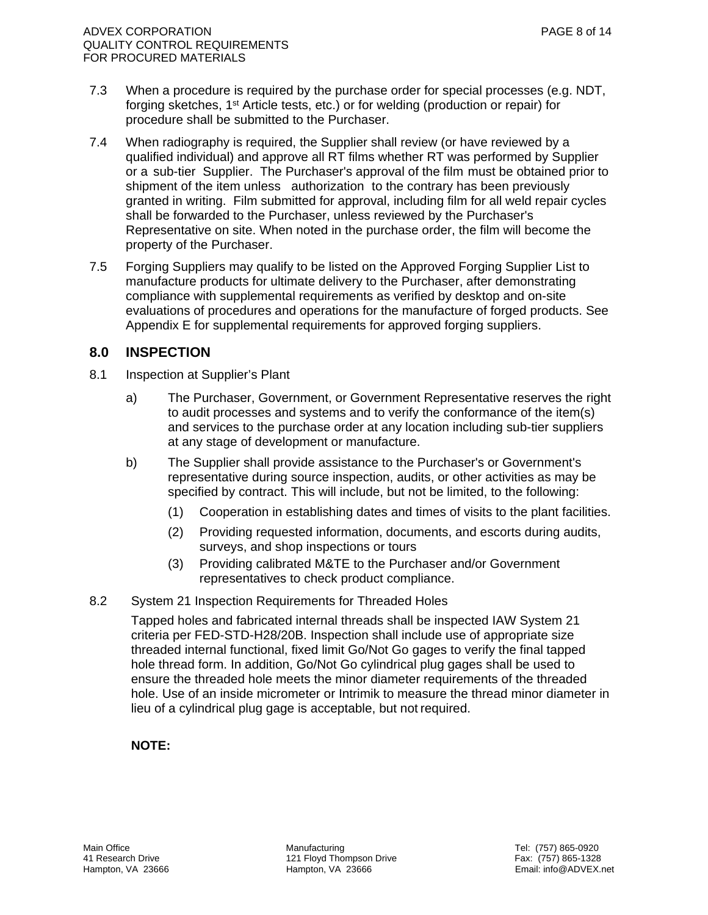7.3 When a procedure is required by the purchase order for special processes (e.g. NDT, forging sketches, 1st Article tests, etc.) or for welding (production or repair) for procedure shall be submitted to the Purchaser.

7.4 When radiography is required, the Supplier shall review (or have reviewed by a qualified individual) and approve all RT films whether RT was performed by Supplier or a sub-tier Supplier. The Purchaser's approval of the film must be obtained prior to shipment of the item unless authorization to the contrary has been previously granted in writing. Film submitted for approval, including film for all weld repair cycles shall be forwarded to the Purchaser, unless reviewed by the Purchaser's Representative on site. When noted in the purchase order, the film will become the property of the Purchaser.

7.5 Forging Suppliers may qualify to be listed on the Approved Forging Supplier List to manufacture products for ultimate delivery to the Purchaser, after demonstrating compliance with supplemental requirements as verified by desktop and on-site evaluations of procedures and operations for the manufacture of forged products. See Appendix E for supplemental requirements for approved forging suppliers.

## 8.0 INSPECTION

8.1 Inspection at Supplier's Plant

a) The Purchaser, Government, or Government Representative reserves the right to audit processes and systems and to verify the conformance of the item(s) and services to the purchase order at any location including sub-tier suppliers at any stage of development or manufacture.

b) The Supplier shall provide assistance to the Purchaser's or Government's representative during source inspection, audits, or other activities as may be specified by contract. This will include, but not be limited, to the following:

(1) Cooperation in establishing dates and times of visits to the plant facilities.

(2) Providing requested information, documents, and escorts during audits, surveys, and shop inspections or tours

(3) Providing calibrated M&TE to the Purchaser and/or Government representatives to check product compliance.

8.2 System 21 Inspection Requirements for Threaded Holes

Tapped holes and fabricated internal threads shall be inspected IAW System 21 criteria per FED-STD-H28/20B. Inspection shall include use of appropriate size threaded internal functional, fixed limit Go/Not Go gages to verify the final tapped hole thread form. In addition, Go/Not Go cylindrical plug gages shall be used to ensure the threaded hole meets the minor diameter requirements of the threaded hole. Use of an inside micrometer or Intrimik to measure the thread minor diameter in lieu of a cylindrical plug gage is acceptable, but not required.

**NOTE:**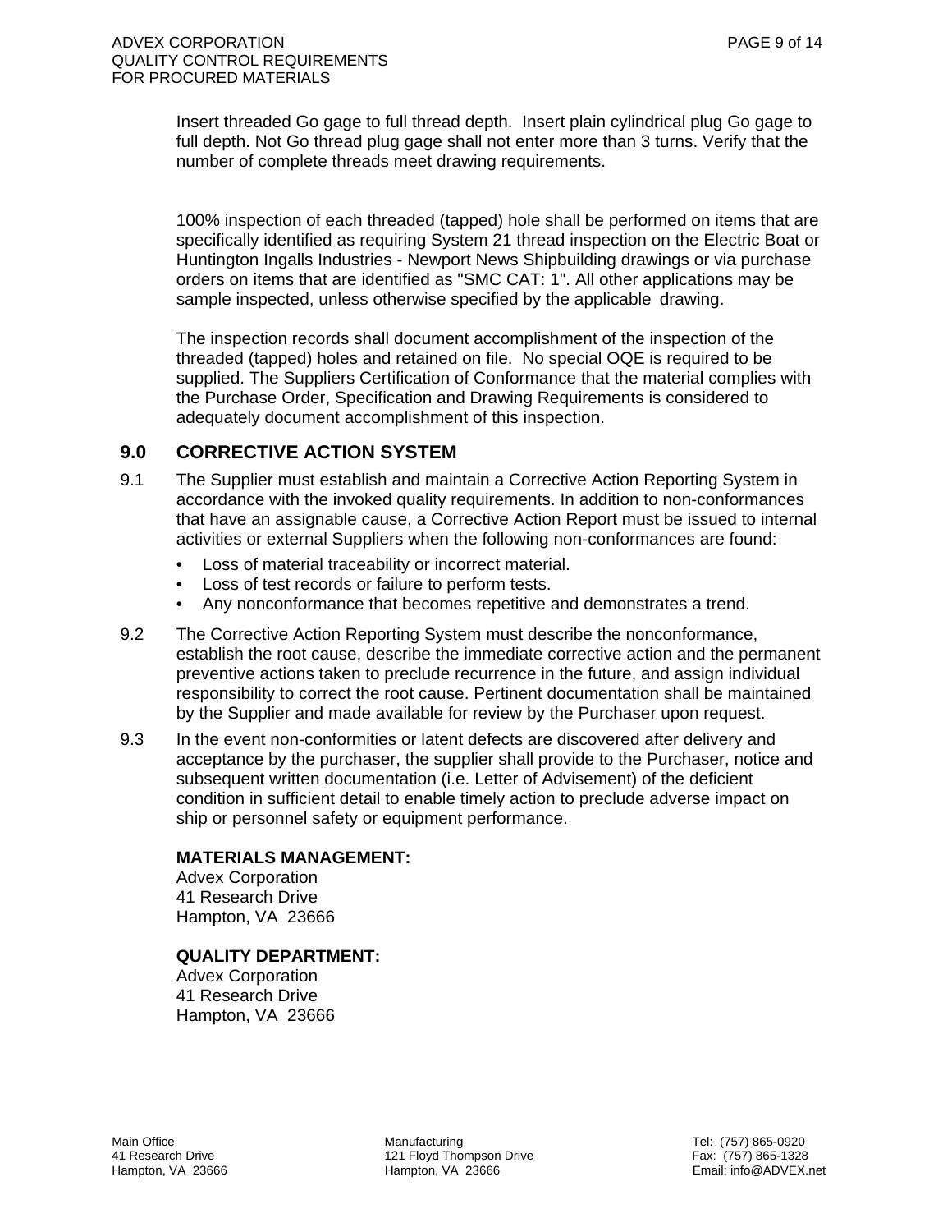Insert threaded Go gage to full thread depth. Insert plain cylindrical plug Go gage to full depth. Not Go thread plug gage shall not enter more than 3 turns. Verify that the number of complete threads meet drawing requirements.

100% inspection of each threaded (tapped) hole shall be performed on items that are specifically identified as requiring System 21 thread inspection on the Electric Boat or Huntington Ingalls Industries - Newport News Shipbuilding drawings or via purchase orders on items that are identified as "SMC CAT: 1". All other applications may be sample inspected, unless otherwise specified by the applicable drawing.

The inspection records shall document accomplishment of the inspection of the threaded (tapped) holes and retained on file. No special OQE is required to be supplied. The Suppliers Certification of Conformance that the material complies with the Purchase Order, Specification and Drawing Requirements is considered to adequately document accomplishment of this inspection.

## 9.0 CORRECTIVE ACTION SYSTEM

9.1 The Supplier must establish and maintain a Corrective Action Reporting System in accordance with the invoked quality requirements. In addition to non-conformances that have an assignable cause, a Corrective Action Report must be issued to internal activities or external Suppliers when the following non-conformances are found:

- Loss of material traceability or incorrect material.
- Loss of test records or failure to perform tests.
- Any nonconformance that becomes repetitive and demonstrates a trend.

9.2 The Corrective Action Reporting System must describe the nonconformance, establish the root cause, describe the immediate corrective action and the permanent preventive actions taken to preclude recurrence in the future, and assign individual responsibility to correct the root cause. Pertinent documentation shall be maintained by the Supplier and made available for review by the Purchaser upon request.

9.3 In the event non-conformities or latent defects are discovered after delivery and acceptance by the purchaser, the supplier shall provide to the Purchaser, notice and subsequent written documentation (i.e. Letter of Advisement) of the deficient condition in sufficient detail to enable timely action to preclude adverse impact on ship or personnel safety or equipment performance.

**MATERIALS MANAGEMENT:**
Advex Corporation
41 Research Drive
Hampton, VA 23666

**QUALITY DEPARTMENT:**
Advex Corporation
41 Research Drive
Hampton, VA 23666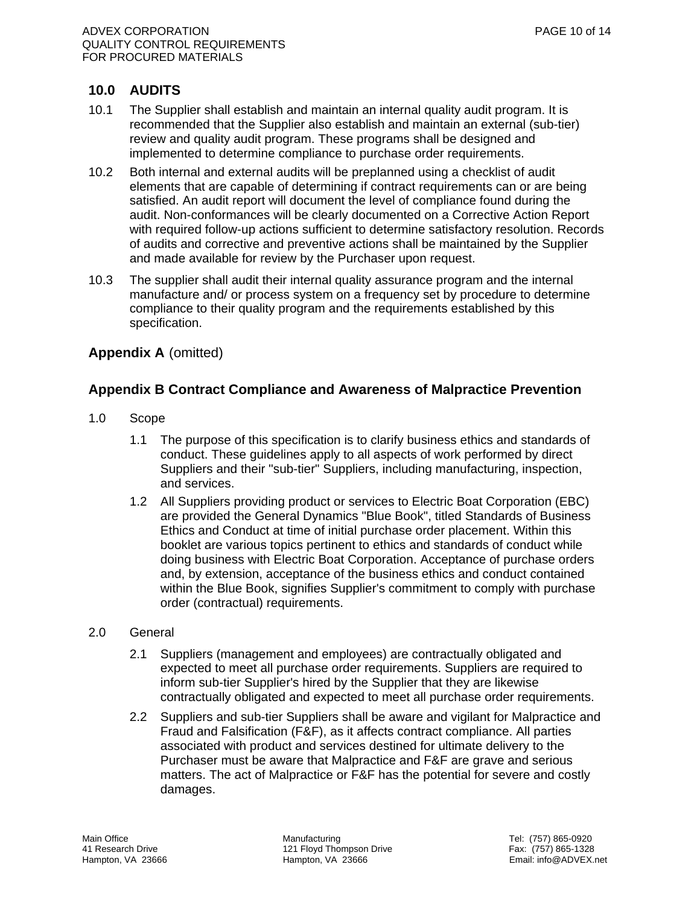## 10.0 AUDITS

10.1 The Supplier shall establish and maintain an internal quality audit program. It is recommended that the Supplier also establish and maintain an external (sub-tier) review and quality audit program. These programs shall be designed and implemented to determine compliance to purchase order requirements.

10.2 Both internal and external audits will be preplanned using a checklist of audit elements that are capable of determining if contract requirements can or are being satisfied. An audit report will document the level of compliance found during the audit. Non-conformances will be clearly documented on a Corrective Action Report with required follow-up actions sufficient to determine satisfactory resolution. Records of audits and corrective and preventive actions shall be maintained by the Supplier and made available for review by the Purchaser upon request.

10.3 The supplier shall audit their internal quality assurance program and the internal manufacture and/ or process system on a frequency set by procedure to determine compliance to their quality program and the requirements established by this specification.

### **Appendix A** (omitted)

### Appendix B Contract Compliance and Awareness of Malpractice Prevention

1.0 Scope

1.1 The purpose of this specification is to clarify business ethics and standards of conduct. These guidelines apply to all aspects of work performed by direct Suppliers and their "sub-tier" Suppliers, including manufacturing, inspection, and services.

1.2 All Suppliers providing product or services to Electric Boat Corporation (EBC) are provided the General Dynamics "Blue Book", titled Standards of Business Ethics and Conduct at time of initial purchase order placement. Within this booklet are various topics pertinent to ethics and standards of conduct while doing business with Electric Boat Corporation. Acceptance of purchase orders and, by extension, acceptance of the business ethics and conduct contained within the Blue Book, signifies Supplier's commitment to comply with purchase order (contractual) requirements.

2.0 General

2.1 Suppliers (management and employees) are contractually obligated and expected to meet all purchase order requirements. Suppliers are required to inform sub-tier Supplier's hired by the Supplier that they are likewise contractually obligated and expected to meet all purchase order requirements.

2.2 Suppliers and sub-tier Suppliers shall be aware and vigilant for Malpractice and Fraud and Falsification (F&F), as it affects contract compliance. All parties associated with product and services destined for ultimate delivery to the Purchaser must be aware that Malpractice and F&F are grave and serious matters. The act of Malpractice or F&F has the potential for severe and costly damages.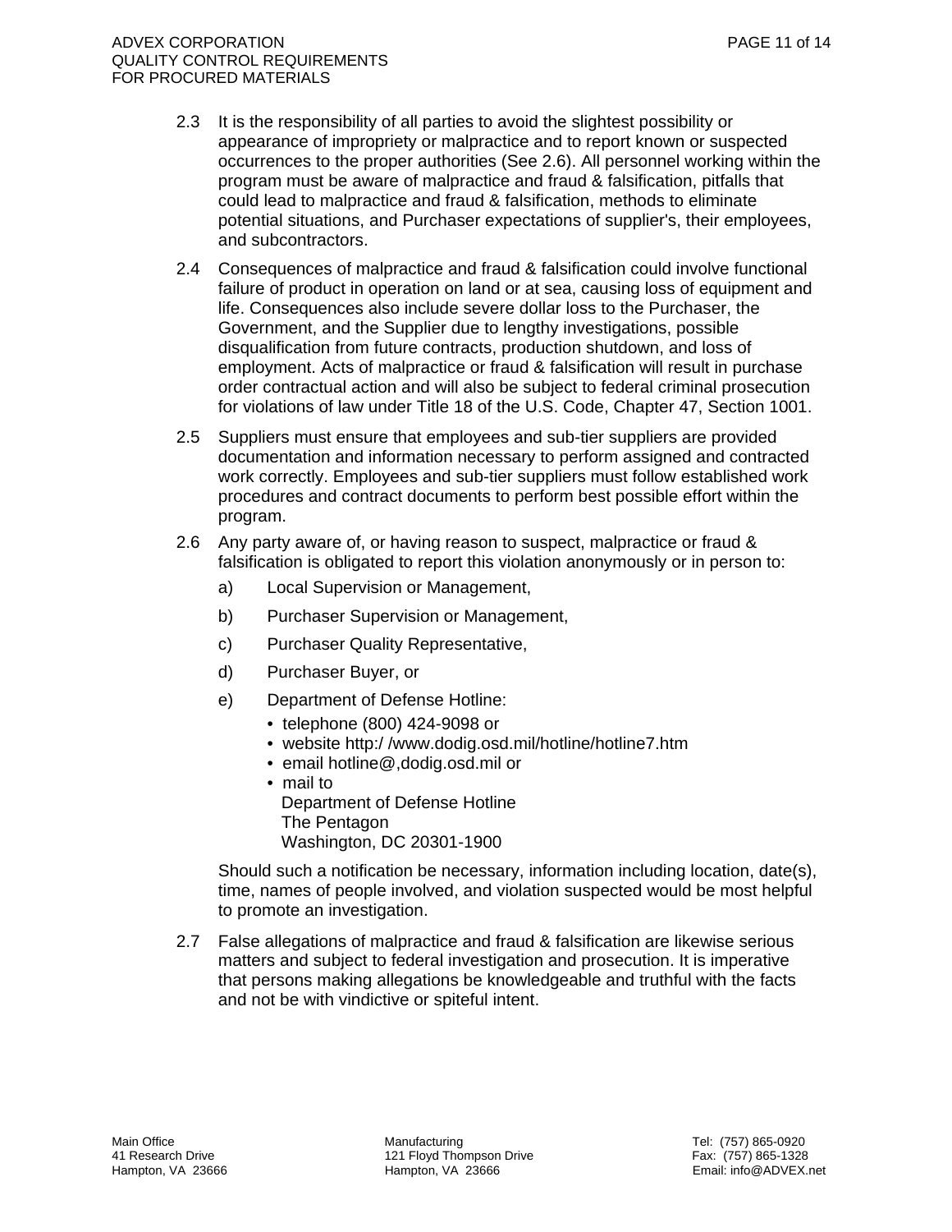2.3 It is the responsibility of all parties to avoid the slightest possibility or appearance of impropriety or malpractice and to report known or suspected occurrences to the proper authorities (See 2.6). All personnel working within the program must be aware of malpractice and fraud & falsification, pitfalls that could lead to malpractice and fraud & falsification, methods to eliminate potential situations, and Purchaser expectations of supplier's, their employees, and subcontractors.

2.4 Consequences of malpractice and fraud & falsification could involve functional failure of product in operation on land or at sea, causing loss of equipment and life. Consequences also include severe dollar loss to the Purchaser, the Government, and the Supplier due to lengthy investigations, possible disqualification from future contracts, production shutdown, and loss of employment. Acts of malpractice or fraud & falsification will result in purchase order contractual action and will also be subject to federal criminal prosecution for violations of law under Title 18 of the U.S. Code, Chapter 47, Section 1001.

2.5 Suppliers must ensure that employees and sub-tier suppliers are provided documentation and information necessary to perform assigned and contracted work correctly. Employees and sub-tier suppliers must follow established work procedures and contract documents to perform best possible effort within the program.

2.6 Any party aware of, or having reason to suspect, malpractice or fraud & falsification is obligated to report this violation anonymously or in person to:

a) Local Supervision or Management,

b) Purchaser Supervision or Management,

c) Purchaser Quality Representative,

d) Purchaser Buyer, or

e) Department of Defense Hotline:

- telephone (800) 424-9098 or
- website http:/ /www.dodig.osd.mil/hotline/hotline7.htm
- email hotline@,dodig.osd.mil or
- mail to  
  Department of Defense Hotline  
  The Pentagon  
  Washington, DC 20301-1900

Should such a notification be necessary, information including location, date(s), time, names of people involved, and violation suspected would be most helpful to promote an investigation.

2.7 False allegations of malpractice and fraud & falsification are likewise serious matters and subject to federal investigation and prosecution. It is imperative that persons making allegations be knowledgeable and truthful with the facts and not be with vindictive or spiteful intent.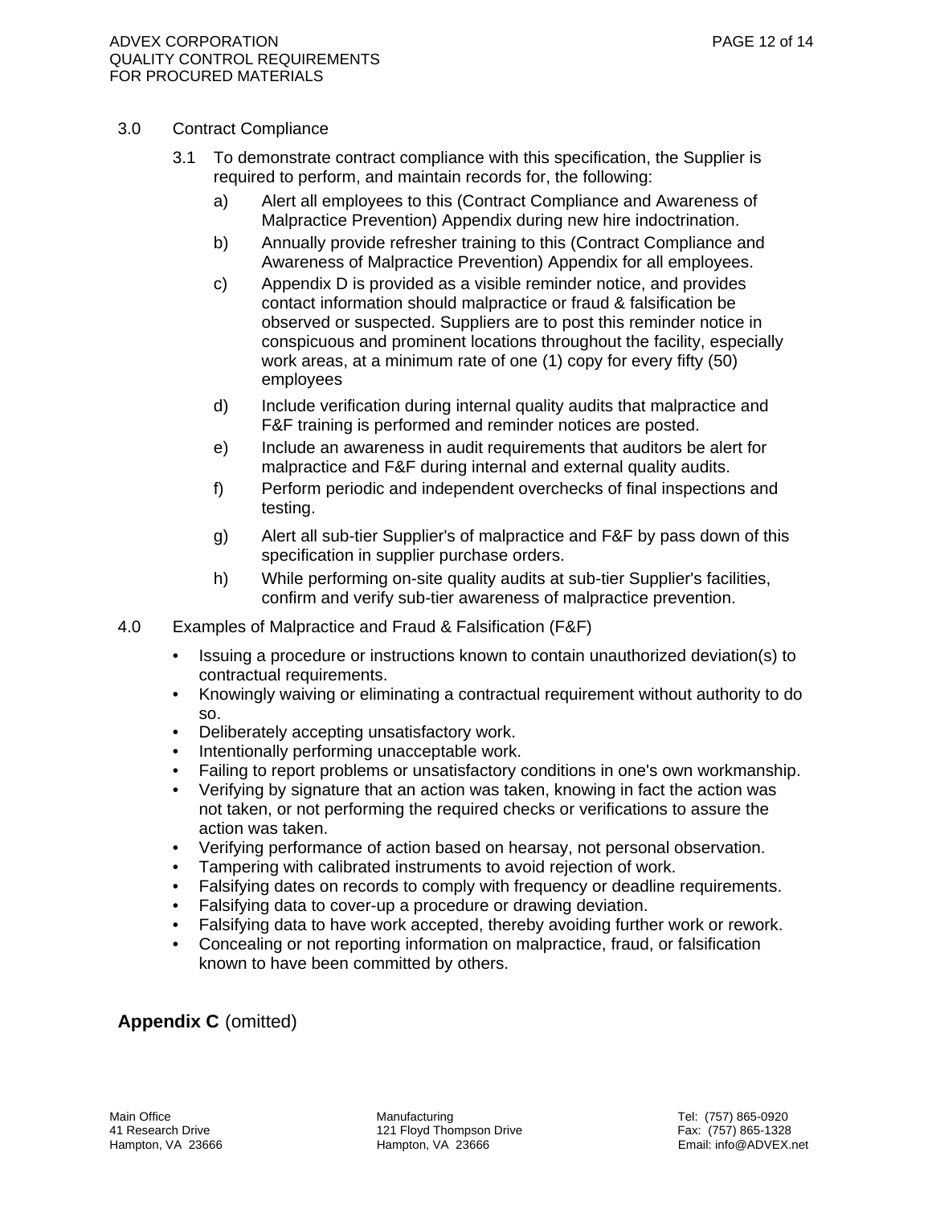## 3.0 Contract Compliance

3.1 To demonstrate contract compliance with this specification, the Supplier is required to perform, and maintain records for, the following:

a) Alert all employees to this (Contract Compliance and Awareness of Malpractice Prevention) Appendix during new hire indoctrination.

b) Annually provide refresher training to this (Contract Compliance and Awareness of Malpractice Prevention) Appendix for all employees.

c) Appendix D is provided as a visible reminder notice, and provides contact information should malpractice or fraud & falsification be observed or suspected. Suppliers are to post this reminder notice in conspicuous and prominent locations throughout the facility, especially work areas, at a minimum rate of one (1) copy for every fifty (50) employees

d) Include verification during internal quality audits that malpractice and F&F training is performed and reminder notices are posted.

e) Include an awareness in audit requirements that auditors be alert for malpractice and F&F during internal and external quality audits.

f) Perform periodic and independent overchecks of final inspections and testing.

g) Alert all sub-tier Supplier's of malpractice and F&F by pass down of this specification in supplier purchase orders.

h) While performing on-site quality audits at sub-tier Supplier's facilities, confirm and verify sub-tier awareness of malpractice prevention.

## 4.0 Examples of Malpractice and Fraud & Falsification (F&F)

- Issuing a procedure or instructions known to contain unauthorized deviation(s) to contractual requirements.
- Knowingly waiving or eliminating a contractual requirement without authority to do so.
- Deliberately accepting unsatisfactory work.
- Intentionally performing unacceptable work.
- Failing to report problems or unsatisfactory conditions in one's own workmanship.
- Verifying by signature that an action was taken, knowing in fact the action was not taken, or not performing the required checks or verifications to assure the action was taken.
- Verifying performance of action based on hearsay, not personal observation.
- Tampering with calibrated instruments to avoid rejection of work.
- Falsifying dates on records to comply with frequency or deadline requirements.
- Falsifying data to cover-up a procedure or drawing deviation.
- Falsifying data to have work accepted, thereby avoiding further work or rework.
- Concealing or not reporting information on malpractice, fraud, or falsification known to have been committed by others.

**Appendix C** (omitted)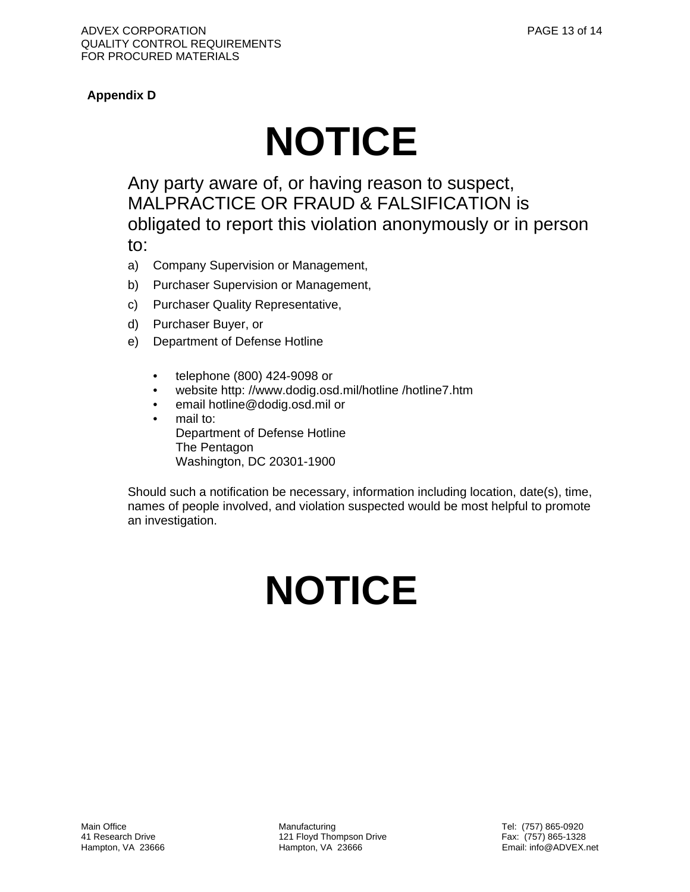**Appendix D**

# NOTICE

Any party aware of, or having reason to suspect, MALPRACTICE OR FRAUD & FALSIFICATION is obligated to report this violation anonymously or in person to:

a) Company Supervision or Management,

b) Purchaser Supervision or Management,

c) Purchaser Quality Representative,

d) Purchaser Buyer, or

e) Department of Defense Hotline

- telephone (800) 424-9098 or
- website http: //www.dodig.osd.mil/hotline /hotline7.htm
- email hotline@dodig.osd.mil or
- mail to:  
  Department of Defense Hotline  
  The Pentagon  
  Washington, DC 20301-1900

Should such a notification be necessary, information including location, date(s), time, names of people involved, and violation suspected would be most helpful to promote an investigation.

# NOTICE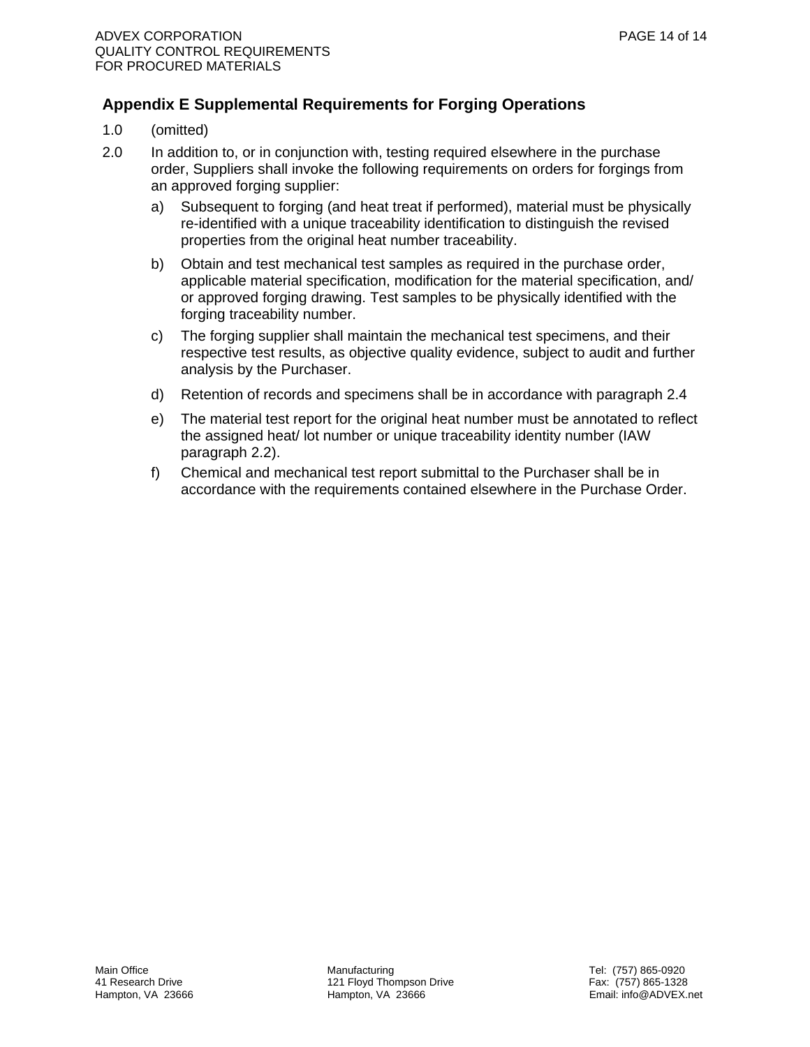## Appendix E Supplemental Requirements for Forging Operations

1.0 (omitted)

2.0 In addition to, or in conjunction with, testing required elsewhere in the purchase order, Suppliers shall invoke the following requirements on orders for forgings from an approved forging supplier:

a) Subsequent to forging (and heat treat if performed), material must be physically re-identified with a unique traceability identification to distinguish the revised properties from the original heat number traceability.

b) Obtain and test mechanical test samples as required in the purchase order, applicable material specification, modification for the material specification, and/ or approved forging drawing. Test samples to be physically identified with the forging traceability number.

c) The forging supplier shall maintain the mechanical test specimens, and their respective test results, as objective quality evidence, subject to audit and further analysis by the Purchaser.

d) Retention of records and specimens shall be in accordance with paragraph 2.4

e) The material test report for the original heat number must be annotated to reflect the assigned heat/ lot number or unique traceability identity number (IAW paragraph 2.2).

f) Chemical and mechanical test report submittal to the Purchaser shall be in accordance with the requirements contained elsewhere in the Purchase Order.